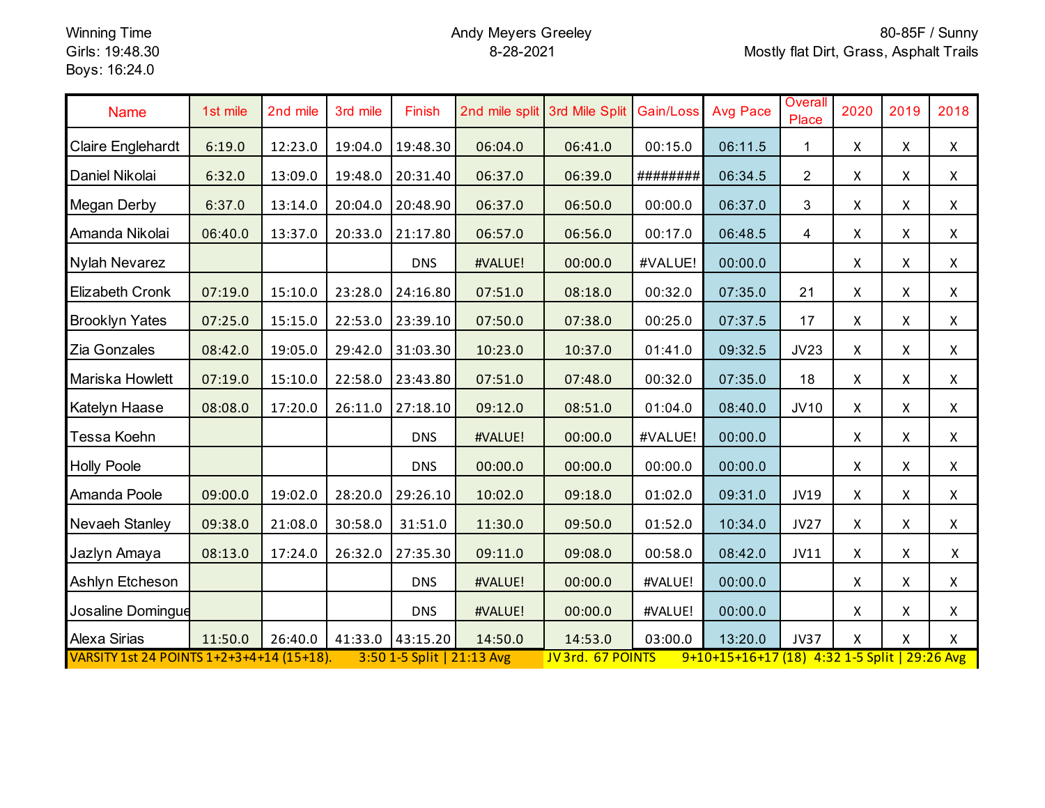Winning Time
Girls: 19:48.30
Boys: 16:24.0

Andy Meyers Greeley
8-28-2021

80-85F / Sunny
Mostly flat Dirt, Grass, Asphalt Trails

| Name | 1st mile | 2nd mile | 3rd mile | Finish | 2nd mile split | 3rd Mile Split | Gain/Loss | Avg Pace | Overall Place | 2020 | 2019 | 2018 |
|---|---|---|---|---|---|---|---|---|---|---|---|---|
| Claire Englehardt | 6:19.0 | 12:23.0 | 19:04.0 | 19:48.30 | 06:04.0 | 06:41.0 | 00:15.0 | 06:11.5 | 1 | X | X | X |
| Daniel Nikolai | 6:32.0 | 13:09.0 | 19:48.0 | 20:31.40 | 06:37.0 | 06:39.0 | ######## | 06:34.5 | 2 | X | X | X |
| Megan Derby | 6:37.0 | 13:14.0 | 20:04.0 | 20:48.90 | 06:37.0 | 06:50.0 | 00:00.0 | 06:37.0 | 3 | X | X | X |
| Amanda Nikolai | 06:40.0 | 13:37.0 | 20:33.0 | 21:17.80 | 06:57.0 | 06:56.0 | 00:17.0 | 06:48.5 | 4 | X | X | X |
| Nylah Nevarez | | | | DNS | #VALUE! | 00:00.0 | #VALUE! | 00:00.0 | | X | X | X |
| Elizabeth Cronk | 07:19.0 | 15:10.0 | 23:28.0 | 24:16.80 | 07:51.0 | 08:18.0 | 00:32.0 | 07:35.0 | 21 | X | X | X |
| Brooklyn Yates | 07:25.0 | 15:15.0 | 22:53.0 | 23:39.10 | 07:50.0 | 07:38.0 | 00:25.0 | 07:37.5 | 17 | X | X | X |
| Zia Gonzales | 08:42.0 | 19:05.0 | 29:42.0 | 31:03.30 | 10:23.0 | 10:37.0 | 01:41.0 | 09:32.5 | JV23 | X | X | X |
| Mariska Howlett | 07:19.0 | 15:10.0 | 22:58.0 | 23:43.80 | 07:51.0 | 07:48.0 | 00:32.0 | 07:35.0 | 18 | X | X | X |
| Katelyn Haase | 08:08.0 | 17:20.0 | 26:11.0 | 27:18.10 | 09:12.0 | 08:51.0 | 01:04.0 | 08:40.0 | JV10 | X | X | X |
| Tessa Koehn | | | | DNS | #VALUE! | 00:00.0 | #VALUE! | 00:00.0 | | X | X | X |
| Holly Poole | | | | DNS | 00:00.0 | 00:00.0 | 00:00.0 | 00:00.0 | | X | X | X |
| Amanda Poole | 09:00.0 | 19:02.0 | 28:20.0 | 29:26.10 | 10:02.0 | 09:18.0 | 01:02.0 | 09:31.0 | JV19 | X | X | X |
| Nevaeh Stanley | 09:38.0 | 21:08.0 | 30:58.0 | 31:51.0 | 11:30.0 | 09:50.0 | 01:52.0 | 10:34.0 | JV27 | X | X | X |
| Jazlyn Amaya | 08:13.0 | 17:24.0 | 26:32.0 | 27:35.30 | 09:11.0 | 09:08.0 | 00:58.0 | 08:42.0 | JV11 | X | X | X |
| Ashlyn Etcheson | | | | DNS | #VALUE! | 00:00.0 | #VALUE! | 00:00.0 | | X | X | X |
| Josaline Domingue | | | | DNS | #VALUE! | 00:00.0 | #VALUE! | 00:00.0 | | X | X | X |
| Alexa Sirias | 11:50.0 | 26:40.0 | 41:33.0 | 43:15.20 | 14:50.0 | 14:53.0 | 03:00.0 | 13:20.0 | JV37 | X | X | X |

VARSITY 1st 24 POINTS 1+2+3+4+14 (15+18). 3:50 1-5 Split | 21:13 Avg

JV 3rd. 67 POINTS 9+10+15+16+17 (18) 4:32 1-5 Split | 29:26 Avg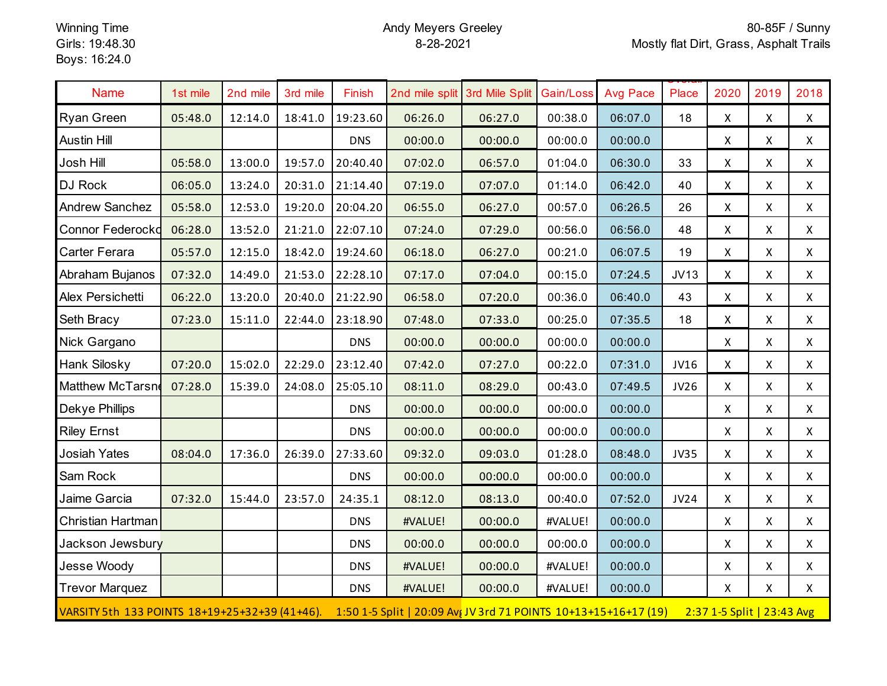Winning Time
Girls: 19:48.30
Boys: 16:24.0

Andy Meyers Greeley
8-28-2021

80-85F / Sunny
Mostly flat Dirt, Grass, Asphalt Trails

| Name | 1st mile | 2nd mile | 3rd mile | Finish | 2nd mile split | 3rd Mile Split | Gain/Loss | Avg Pace | Overall Place | 2020 | 2019 | 2018 |
|---|---|---|---|---|---|---|---|---|---|---|---|---|
| Ryan Green | 05:48.0 | 12:14.0 | 18:41.0 | 19:23.60 | 06:26.0 | 06:27.0 | 00:38.0 | 06:07.0 | 18 | X | X | X |
| Austin Hill | | | | DNS | 00:00.0 | 00:00.0 | 00:00.0 | 00:00.0 | | X | X | X |
| Josh Hill | 05:58.0 | 13:00.0 | 19:57.0 | 20:40.40 | 07:02.0 | 06:57.0 | 01:04.0 | 06:30.0 | 33 | X | X | X |
| DJ Rock | 06:05.0 | 13:24.0 | 20:31.0 | 21:14.40 | 07:19.0 | 07:07.0 | 01:14.0 | 06:42.0 | 40 | X | X | X |
| Andrew Sanchez | 05:58.0 | 12:53.0 | 19:20.0 | 20:04.20 | 06:55.0 | 06:27.0 | 00:57.0 | 06:26.5 | 26 | X | X | X |
| Connor Federocko | 06:28.0 | 13:52.0 | 21:21.0 | 22:07.10 | 07:24.0 | 07:29.0 | 00:56.0 | 06:56.0 | 48 | X | X | X |
| Carter Ferara | 05:57.0 | 12:15.0 | 18:42.0 | 19:24.60 | 06:18.0 | 06:27.0 | 00:21.0 | 06:07.5 | 19 | X | X | X |
| Abraham Bujanos | 07:32.0 | 14:49.0 | 21:53.0 | 22:28.10 | 07:17.0 | 07:04.0 | 00:15.0 | 07:24.5 | JV13 | X | X | X |
| Alex Persichetti | 06:22.0 | 13:20.0 | 20:40.0 | 21:22.90 | 06:58.0 | 07:20.0 | 00:36.0 | 06:40.0 | 43 | X | X | X |
| Seth Bracy | 07:23.0 | 15:11.0 | 22:44.0 | 23:18.90 | 07:48.0 | 07:33.0 | 00:25.0 | 07:35.5 | 18 | X | X | X |
| Nick Gargano | | | | DNS | 00:00.0 | 00:00.0 | 00:00.0 | 00:00.0 | | X | X | X |
| Hank Silosky | 07:20.0 | 15:02.0 | 22:29.0 | 23:12.40 | 07:42.0 | 07:27.0 | 00:22.0 | 07:31.0 | JV16 | X | X | X |
| Matthew McTarsne | 07:28.0 | 15:39.0 | 24:08.0 | 25:05.10 | 08:11.0 | 08:29.0 | 00:43.0 | 07:49.5 | JV26 | X | X | X |
| Dekye Phillips | | | | DNS | 00:00.0 | 00:00.0 | 00:00.0 | 00:00.0 | | X | X | X |
| Riley Ernst | | | | DNS | 00:00.0 | 00:00.0 | 00:00.0 | 00:00.0 | | X | X | X |
| Josiah Yates | 08:04.0 | 17:36.0 | 26:39.0 | 27:33.60 | 09:32.0 | 09:03.0 | 01:28.0 | 08:48.0 | JV35 | X | X | X |
| Sam Rock | | | | DNS | 00:00.0 | 00:00.0 | 00:00.0 | 00:00.0 | | X | X | X |
| Jaime Garcia | 07:32.0 | 15:44.0 | 23:57.0 | 24:35.1 | 08:12.0 | 08:13.0 | 00:40.0 | 07:52.0 | JV24 | X | X | X |
| Christian Hartman | | | | DNS | #VALUE! | 00:00.0 | #VALUE! | 00:00.0 | | X | X | X |
| Jackson Jewsbury | | | | DNS | 00:00.0 | 00:00.0 | 00:00.0 | 00:00.0 | | X | X | X |
| Jesse Woody | | | | DNS | #VALUE! | 00:00.0 | #VALUE! | 00:00.0 | | X | X | X |
| Trevor Marquez | | | | DNS | #VALUE! | 00:00.0 | #VALUE! | 00:00.0 | | X | X | X |

VARSITY 5th 133 POINTS 18+19+25+32+39 (41+46). 1:50 1-5 Split | 20:09 Avg

JV 3rd 71 POINTS 10+13+15+16+17 (19) 2:37 1-5 Split | 23:43 Avg